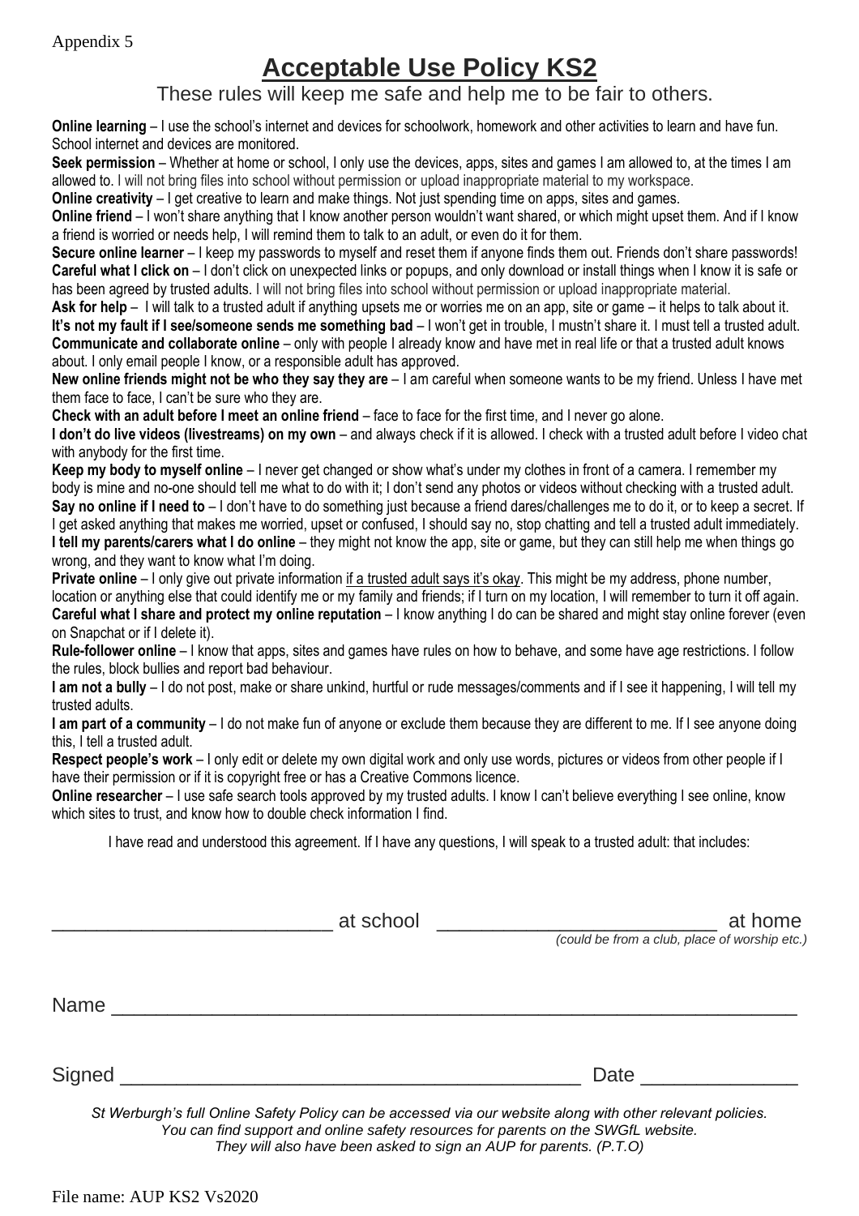Appendix 5

# Acceptable Use Policy KS2

These rules will keep me safe and help me to be fair to others.

**Online learning** – I use the school's internet and devices for schoolwork, homework and other activities to learn and have fun. School internet and devices are monitored.

**Seek permission** – Whether at home or school, I only use the devices, apps, sites and games I am allowed to, at the times I am allowed to. I will not bring files into school without permission or upload inappropriate material to my workspace.

**Online creativity** – I get creative to learn and make things. Not just spending time on apps, sites and games.

**Online friend** – I won't share anything that I know another person wouldn't want shared, or which might upset them. And if I know a friend is worried or needs help, I will remind them to talk to an adult, or even do it for them.

**Secure online learner** – I keep my passwords to myself and reset them if anyone finds them out. Friends don't share passwords!

**Careful what I click on** – I don't click on unexpected links or popups, and only download or install things when I know it is safe or has been agreed by trusted adults. I will not bring files into school without permission or upload inappropriate material.

**Ask for help** – I will talk to a trusted adult if anything upsets me or worries me on an app, site or game – it helps to talk about it.

**It's not my fault if I see/someone sends me something bad** – I won't get in trouble, I mustn't share it. I must tell a trusted adult.

**Communicate and collaborate online** – only with people I already know and have met in real life or that a trusted adult knows about. I only email people I know, or a responsible adult has approved.

**New online friends might not be who they say they are** – I am careful when someone wants to be my friend. Unless I have met them face to face, I can't be sure who they are.

**Check with an adult before I meet an online friend** – face to face for the first time, and I never go alone.

**I don't do live videos (livestreams) on my own** – and always check if it is allowed. I check with a trusted adult before I video chat with anybody for the first time.

**Keep my body to myself online** – I never get changed or show what's under my clothes in front of a camera. I remember my body is mine and no-one should tell me what to do with it; I don't send any photos or videos without checking with a trusted adult.

**Say no online if I need to** – I don't have to do something just because a friend dares/challenges me to do it, or to keep a secret. If I get asked anything that makes me worried, upset or confused, I should say no, stop chatting and tell a trusted adult immediately.

**I tell my parents/carers what I do online** – they might not know the app, site or game, but they can still help me when things go wrong, and they want to know what I'm doing.

**Private online** – I only give out private information <u>if a trusted adult says it's okay</u>. This might be my address, phone number, location or anything else that could identify me or my family and friends; if I turn on my location, I will remember to turn it off again.

**Careful what I share and protect my online reputation** – I know anything I do can be shared and might stay online forever (even on Snapchat or if I delete it).

**Rule-follower online** – I know that apps, sites and games have rules on how to behave, and some have age restrictions. I follow the rules, block bullies and report bad behaviour.

**I am not a bully** – I do not post, make or share unkind, hurtful or rude messages/comments and if I see it happening, I will tell my trusted adults.

**I am part of a community** – I do not make fun of anyone or exclude them because they are different to me. If I see anyone doing this, I tell a trusted adult.

**Respect people's work** – I only edit or delete my own digital work and only use words, pictures or videos from other people if I have their permission or if it is copyright free or has a Creative Commons licence.

**Online researcher** – I use safe search tools approved by my trusted adults. I know I can't believe everything I see online, know which sites to trust, and know how to double check information I find.

I have read and understood this agreement. If I have any questions, I will speak to a trusted adult: that includes:

_________________________ at school _________________________ at home
*(could be from a club, place of worship etc.)*

Name ____________________________________________________________

Signed ________________________________________ Date _____________

*St Werburgh's full Online Safety Policy can be accessed via our website along with other relevant policies. You can find support and online safety resources for parents on the SWGfL website. They will also have been asked to sign an AUP for parents. (P.T.O)*

File name: AUP KS2 Vs2020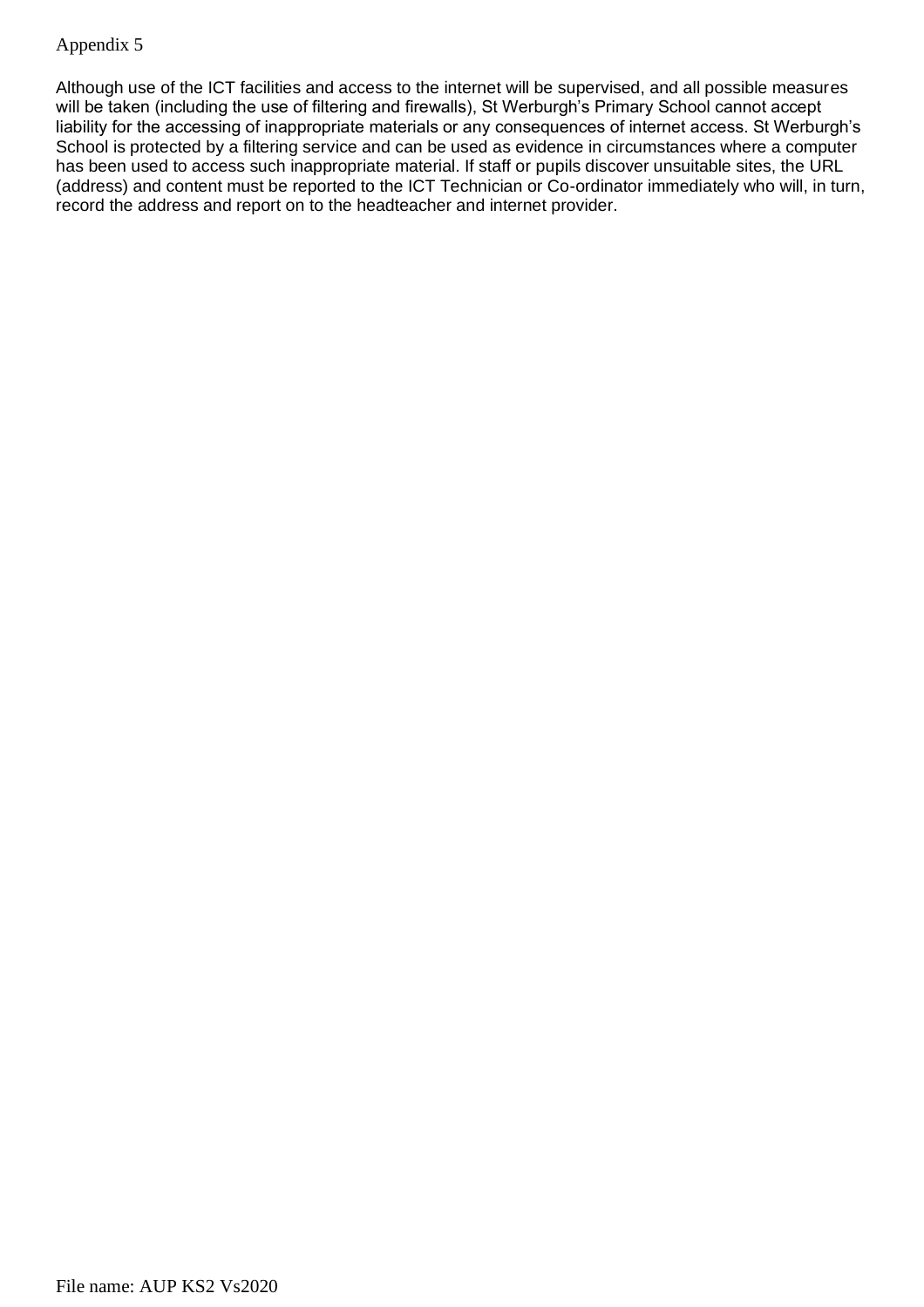Appendix 5

Although use of the ICT facilities and access to the internet will be supervised, and all possible measures will be taken (including the use of filtering and firewalls), St Werburgh's Primary School cannot accept liability for the accessing of inappropriate materials or any consequences of internet access. St Werburgh's School is protected by a filtering service and can be used as evidence in circumstances where a computer has been used to access such inappropriate material. If staff or pupils discover unsuitable sites, the URL (address) and content must be reported to the ICT Technician or Co-ordinator immediately who will, in turn, record the address and report on to the headteacher and internet provider.